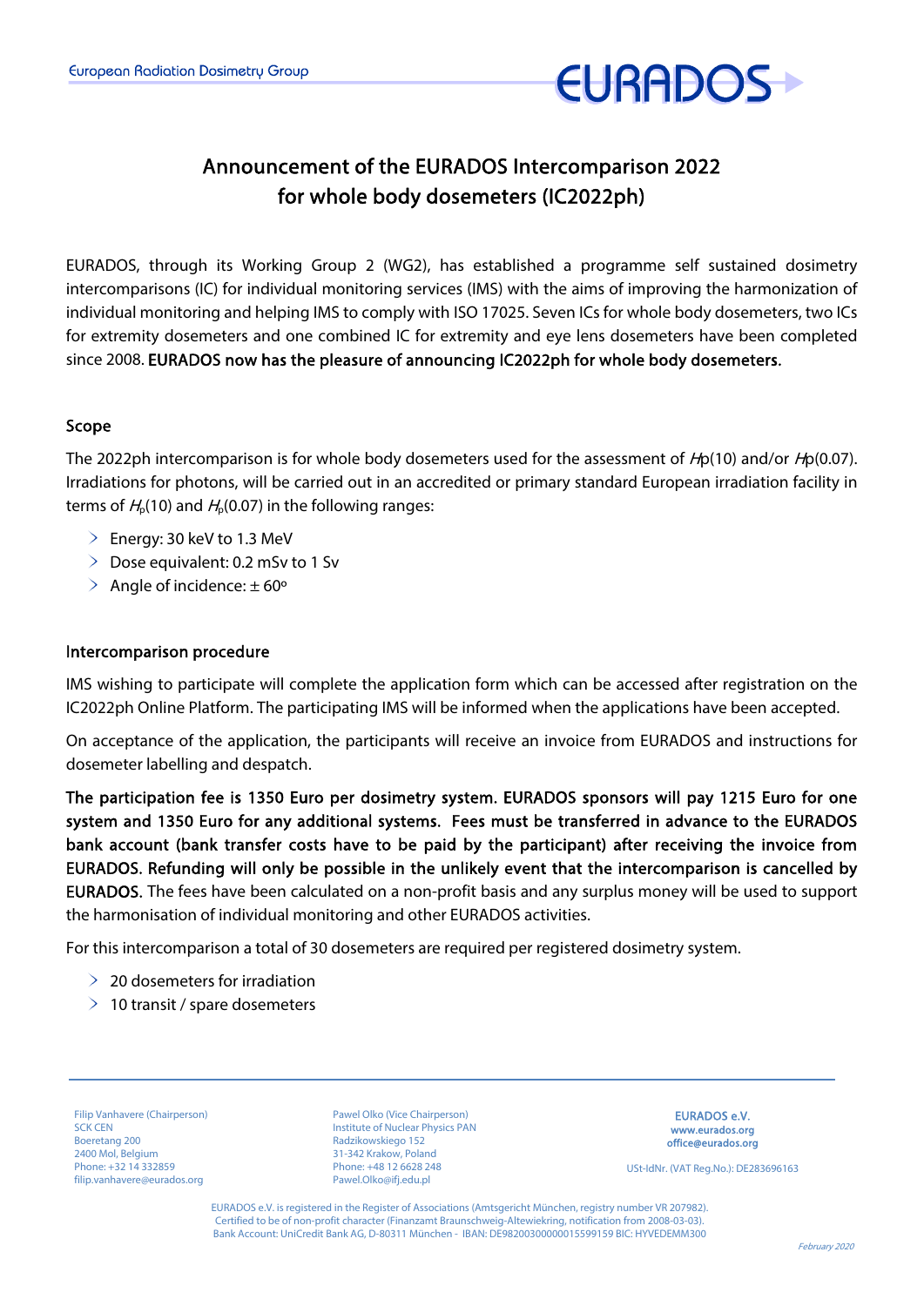# Announcement of the EURADOS Intercomparison 2022 for whole body dosemeters (IC2022ph)

EURADOS, through its Working Group 2 (WG2), has established a programme self sustained dosimetry intercomparisons (IC) for individual monitoring services (IMS) with the aims of improving the harmonization of individual monitoring and helping IMS to comply with ISO 17025. Seven ICs for whole body dosemeters, two ICs for extremity dosemeters and one combined IC for extremity and eye lens dosemeters have been completed since 2008. **EURADOS now has the pleasure of announcing IC2022ph for whole body dosemeters.**

## Scope

The 2022ph intercomparison is for whole body dosemeters used for the assessment of $H_p(10)$ and/or $H_p(0.07)$. Irradiations for photons, will be carried out in an accredited or primary standard European irradiation facility in terms of $H_p(10)$ and $H_p(0.07)$ in the following ranges:

- Energy: 30 keV to 1.3 MeV
- Dose equivalent: 0.2 mSv to 1 Sv
- Angle of incidence: ± 60º

## Intercomparison procedure

IMS wishing to participate will complete the application form which can be accessed after registration on the IC2022ph Online Platform. The participating IMS will be informed when the applications have been accepted.

On acceptance of the application, the participants will receive an invoice from EURADOS and instructions for dosemeter labelling and despatch.

**The participation fee is 1350 Euro per dosimetry system. EURADOS sponsors will pay 1215 Euro for one system and 1350 Euro for any additional systems. Fees must be transferred in advance to the EURADOS bank account (bank transfer costs have to be paid by the participant) after receiving the invoice from EURADOS. Refunding will only be possible in the unlikely event that the intercomparison is cancelled by EURADOS.** The fees have been calculated on a non-profit basis and any surplus money will be used to support the harmonisation of individual monitoring and other EURADOS activities.

For this intercomparison a total of 30 dosemeters are required per registered dosimetry system.

- 20 dosemeters for irradiation
- 10 transit / spare dosemeters

Filip Vanhavere (Chairperson)
SCK CEN
Boeretang 200
2400 Mol, Belgium
Phone: +32 14 332859
filip.vanhavere@eurados.org

Pawel Olko (Vice Chairperson)
Institute of Nuclear Physics PAN
Radzikowskiego 152
31-342 Krakow, Poland
Phone: +48 12 6628 248
Pawel.Olko@ifj.edu.pl

EURADOS e.V.
www.eurados.org
office@eurados.org

USt-IdNr. (VAT Reg.No.): DE283696163

EURADOS e.V. is registered in the Register of Associations (Amtsgericht München, registry number VR 207982).
Certified to be of non-profit character (Finanzamt Braunschweig-Altewiekring, notification from 2008-03-03).
Bank Account: UniCredit Bank AG, D-80311 München - IBAN: DE98200300000015599159 BIC: HYVEDEMM300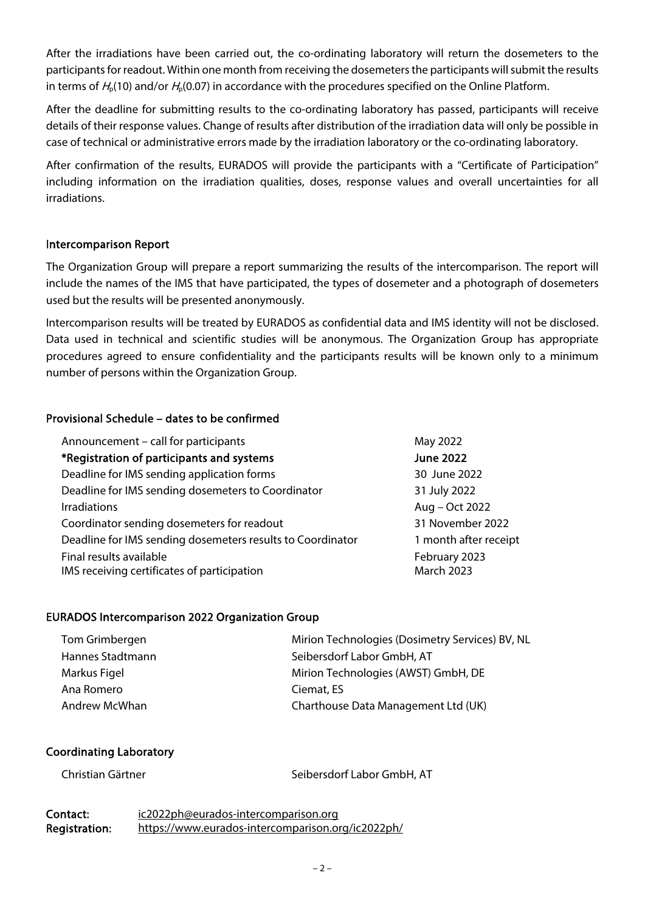After the irradiations have been carried out, the co-ordinating laboratory will return the dosemeters to the participants for readout. Within one month from receiving the dosemeters the participants will submit the results in terms of $H_p(10)$ and/or $H_p(0.07)$ in accordance with the procedures specified on the Online Platform.

After the deadline for submitting results to the co-ordinating laboratory has passed, participants will receive details of their response values. Change of results after distribution of the irradiation data will only be possible in case of technical or administrative errors made by the irradiation laboratory or the co-ordinating laboratory.

After confirmation of the results, EURADOS will provide the participants with a "Certificate of Participation" including information on the irradiation qualities, doses, response values and overall uncertainties for all irradiations.

## Intercomparison Report

The Organization Group will prepare a report summarizing the results of the intercomparison. The report will include the names of the IMS that have participated, the types of dosemeter and a photograph of dosemeters used but the results will be presented anonymously.

Intercomparison results will be treated by EURADOS as confidential data and IMS identity will not be disclosed. Data used in technical and scientific studies will be anonymous. The Organization Group has appropriate procedures agreed to ensure confidentiality and the participants results will be known only to a minimum number of persons within the Organization Group.

## Provisional Schedule – dates to be confirmed

| | |
|---|---|
| Announcement – call for participants | May 2022 |
| **\*Registration of participants and systems** | **June 2022** |
| Deadline for IMS sending application forms | 30 June 2022 |
| Deadline for IMS sending dosemeters to Coordinator | 31 July 2022 |
| Irradiations | Aug – Oct 2022 |
| Coordinator sending dosemeters for readout | 31 November 2022 |
| Deadline for IMS sending dosemeters results to Coordinator | 1 month after receipt |
| Final results available | February 2023 |
| IMS receiving certificates of participation | March 2023 |

## EURADOS Intercomparison 2022 Organization Group

| | |
|---|---|
| Tom Grimbergen | Mirion Technologies (Dosimetry Services) BV, NL |
| Hannes Stadtmann | Seibersdorf Labor GmbH, AT |
| Markus Figel | Mirion Technologies (AWST) GmbH, DE |
| Ana Romero | Ciemat, ES |
| Andrew McWhan | Charthouse Data Management Ltd (UK) |

## Coordinating Laboratory

| | |
|---|---|
| Christian Gärtner | Seibersdorf Labor GmbH, AT |

**Contact:** ic2022ph@eurados-intercomparison.org
**Registration:** https://www.eurados-intercomparison.org/ic2022ph/